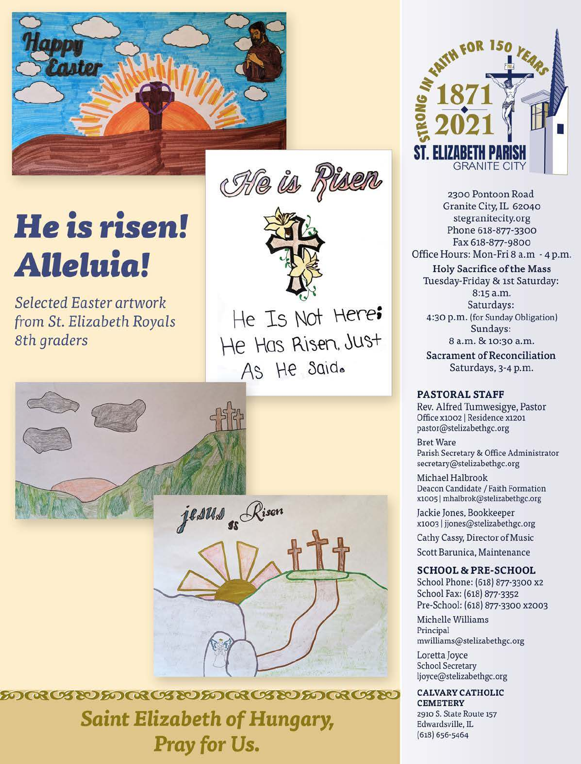# He is risen! Alleluia!

*Selected Easter artwork from St. Elizabeth Royals 8th graders*

## Saint Elizabeth of Hungary, Pray for Us.

STRONG IN FAITH FOR 150 YEARS
1871 2021
ST. ELIZABETH PARISH
GRANITE CITY

2300 Pontoon Road
Granite City, IL 62040
stegranitecity.org
Phone 618-877-3300
Fax 618-877-9800
Office Hours: Mon-Fri 8 a.m - 4 p.m.

**Holy Sacrifice of the Mass**
Tuesday-Friday & 1st Saturday:
8:15 a.m.
Saturdays:
4:30 p.m. (for Sunday Obligation)
Sundays:
8 a.m. & 10:30 a.m.

**Sacrament of Reconciliation**
Saturdays, 3-4 p.m.

### PASTORAL STAFF

Rev. Alfred Tumwesigye, Pastor
Office x1002 | Residence x1201
pastor@stelizabethgc.org

Bret Ware
Parish Secretary & Office Administrator
secretary@stelizabethgc.org

Michael Halbrook
Deacon Candidate / Faith Formation
x1005 | mhalbrok@stelizabethgc.org

Jackie Jones, Bookkeeper
x1003 | jjones@stelizabethgc.org

Cathy Cassy, Director of Music

Scott Barunica, Maintenance

### SCHOOL & PRE-SCHOOL

School Phone: (618) 877-3300 x2
School Fax: (618) 877-3352
Pre-School: (618) 877-3300 x2003

Michelle Williams
Principal
mwilliams@stelizabethgc.org

Loretta Joyce
School Secretary
ljoyce@stelizabethgc.org

### CALVARY CATHOLIC CEMETERY

2910 S. State Route 157
Edwardsville, IL
(618) 656-5464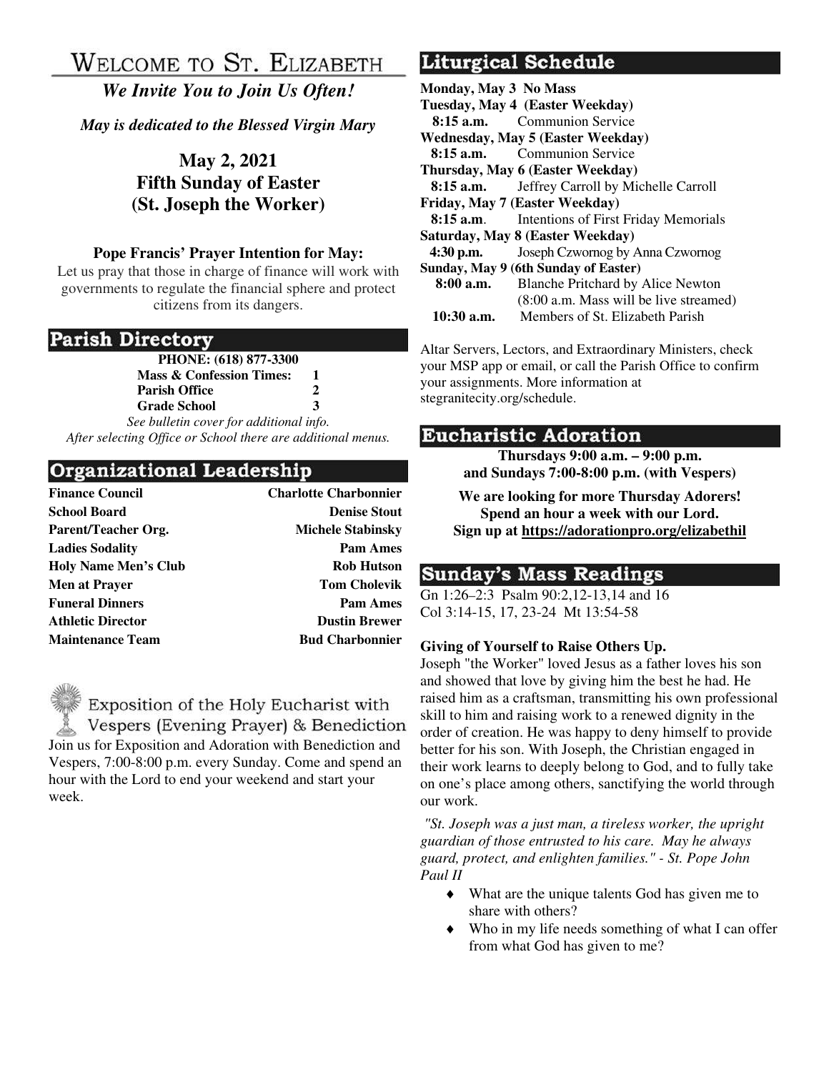# Welcome to St. Elizabeth

***We Invite You to Join Us Often!***

*May is dedicated to the Blessed Virgin Mary*

**May 2, 2021**
**Fifth Sunday of Easter**
**(St. Joseph the Worker)**

**Pope Francis' Prayer Intention for May:**

Let us pray that those in charge of finance will work with governments to regulate the financial sphere and protect citizens from its dangers.

## Parish Directory

**PHONE: (618) 877-3300**

| | |
|---|---|
| **Mass & Confession Times:** | **1** |
| **Parish Office** | **2** |
| **Grade School** | **3** |

*See bulletin cover for additional info.*
*After selecting Office or School there are additional menus.*

## Organizational Leadership

| | |
|---|---|
| **Finance Council** | **Charlotte Charbonnier** |
| **School Board** | **Denise Stout** |
| **Parent/Teacher Org.** | **Michele Stabinsky** |
| **Ladies Sodality** | **Pam Ames** |
| **Holy Name Men's Club** | **Rob Hutson** |
| **Men at Prayer** | **Tom Cholevik** |
| **Funeral Dinners** | **Pam Ames** |
| **Athletic Director** | **Dustin Brewer** |
| **Maintenance Team** | **Bud Charbonnier** |

## Exposition of the Holy Eucharist with Vespers (Evening Prayer) & Benediction

Join us for Exposition and Adoration with Benediction and Vespers, 7:00-8:00 p.m. every Sunday. Come and spend an hour with the Lord to end your weekend and start your week.

## Liturgical Schedule

**Monday, May 3 No Mass**
**Tuesday, May 4 (Easter Weekday)**
**8:15 a.m.** Communion Service
**Wednesday, May 5 (Easter Weekday)**
**8:15 a.m.** Communion Service
**Thursday, May 6 (Easter Weekday)**
**8:15 a.m.** Jeffrey Carroll by Michelle Carroll
**Friday, May 7 (Easter Weekday)**
**8:15 a.m**. Intentions of First Friday Memorials
**Saturday, May 8 (Easter Weekday)**
**4:30 p.m.** Joseph Czwornog by Anna Czwornog
**Sunday, May 9 (6th Sunday of Easter)**
**8:00 a.m.** Blanche Pritchard by Alice Newton
(8:00 a.m. Mass will be live streamed)
**10:30 a.m.** Members of St. Elizabeth Parish

Altar Servers, Lectors, and Extraordinary Ministers, check your MSP app or email, or call the Parish Office to confirm your assignments. More information at stegranitecity.org/schedule.

## Eucharistic Adoration

**Thursdays 9:00 a.m. – 9:00 p.m.**
**and Sundays 7:00-8:00 p.m. (with Vespers)**

**We are looking for more Thursday Adorers!**
**Spend an hour a week with our Lord.**
**Sign up at https://adorationpro.org/elizabethil**

## Sunday's Mass Readings

Gn 1:26–2:3 Psalm 90:2,12-13,14 and 16
Col 3:14-15, 17, 23-24 Mt 13:54-58

**Giving of Yourself to Raise Others Up.**

Joseph "the Worker" loved Jesus as a father loves his son and showed that love by giving him the best he had. He raised him as a craftsman, transmitting his own professional skill to him and raising work to a renewed dignity in the order of creation. He was happy to deny himself to provide better for his son. With Joseph, the Christian engaged in their work learns to deeply belong to God, and to fully take on one's place among others, sanctifying the world through our work.

*"St. Joseph was a just man, a tireless worker, the upright guardian of those entrusted to his care. May he always guard, protect, and enlighten families." - St. Pope John Paul II*

- What are the unique talents God has given me to share with others?
- Who in my life needs something of what I can offer from what God has given to me?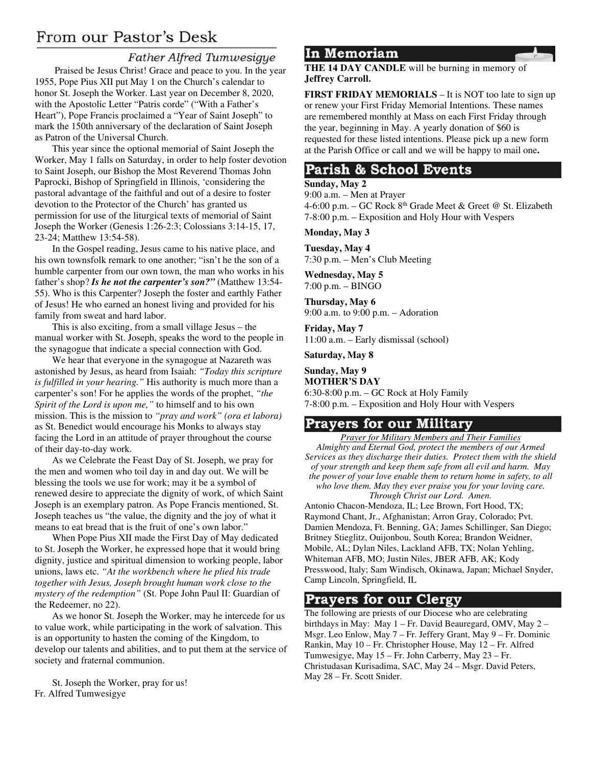# From our Pastor's Desk

### *Father Alfred Tumwesigye*

Praised be Jesus Christ! Grace and peace to you. In the year 1955, Pope Pius XII put May 1 on the Church's calendar to honor St. Joseph the Worker. Last year on December 8, 2020, with the Apostolic Letter "Patris corde" ("With a Father's Heart"), Pope Francis proclaimed a "Year of Saint Joseph" to mark the 150th anniversary of the declaration of Saint Joseph as Patron of the Universal Church.

This year since the optional memorial of Saint Joseph the Worker, May 1 falls on Saturday, in order to help foster devotion to Saint Joseph, our Bishop the Most Reverend Thomas John Paprocki, Bishop of Springfield in Illinois, 'considering the pastoral advantage of the faithful and out of a desire to foster devotion to the Protector of the Church' has granted us permission for use of the liturgical texts of memorial of Saint Joseph the Worker (Genesis 1:26-2:3; Colossians 3:14-15, 17, 23-24; Matthew 13:54-58).

In the Gospel reading, Jesus came to his native place, and his own townsfolk remark to one another; "isn't he the son of a humble carpenter from our own town, the man who works in his father's shop? ***Is he not the carpenter's son?"*** (Matthew 13:54-55). Who is this Carpenter? Joseph the foster and earthly Father of Jesus! He who earned an honest living and provided for his family from sweat and hard labor.

This is also exciting, from a small village Jesus – the manual worker with St. Joseph, speaks the word to the people in the synagogue that indicate a special connection with God.

We hear that everyone in the synagogue at Nazareth was astonished by Jesus, as heard from Isaiah: *"Today this scripture is fulfilled in your hearing."* His authority is much more than a carpenter's son! For he applies the words of the prophet, *"the Spirit of the Lord is upon me,"* to himself and to his own mission. This is the mission to *"pray and work" (ora et labora)* as St. Benedict would encourage his Monks to always stay facing the Lord in an attitude of prayer throughout the course of their day-to-day work.

As we Celebrate the Feast Day of St. Joseph, we pray for the men and women who toil day in and day out. We will be blessing the tools we use for work; may it be a symbol of renewed desire to appreciate the dignity of work, of which Saint Joseph is an exemplary patron. As Pope Francis mentioned, St. Joseph teaches us "the value, the dignity and the joy of what it means to eat bread that is the fruit of one's own labor."

When Pope Pius XII made the First Day of May dedicated to St. Joseph the Worker, he expressed hope that it would bring dignity, justice and spiritual dimension to working people, labor unions, laws etc. *"At the workbench where he plied his trade together with Jesus, Joseph brought human work close to the mystery of the redemption"* (St. Pope John Paul II: Guardian of the Redeemer, no 22).

As we honor St. Joseph the Worker, may he intercede for us to value work, while participating in the work of salvation. This is an opportunity to hasten the coming of the Kingdom, to develop our talents and abilities, and to put them at the service of society and fraternal communion.

St. Joseph the Worker, pray for us!
Fr. Alfred Tumwesigye

# In Memoriam

**THE 14 DAY CANDLE** will be burning in memory of **Jeffrey Carroll.**

**FIRST FRIDAY MEMORIALS** – It is NOT too late to sign up or renew your First Friday Memorial Intentions. These names are remembered monthly at Mass on each First Friday through the year, beginning in May. A yearly donation of $60 is requested for these listed intentions. Please pick up a new form at the Parish Office or call and we will be happy to mail one**.**

# Parish & School Events

**Sunday, May 2**
9:00 a.m. – Men at Prayer
4-6:00 p.m. – GC Rock 8th Grade Meet & Greet @ St. Elizabeth
7-8:00 p.m. – Exposition and Holy Hour with Vespers

**Monday, May 3**

**Tuesday, May 4**
7:30 p.m. – Men's Club Meeting

**Wednesday, May 5**
7:00 p.m. – BINGO

**Thursday, May 6**
9:00 a.m. to 9:00 p.m. – Adoration

**Friday, May 7**
11:00 a.m. – Early dismissal (school)

**Saturday, May 8**

**Sunday, May 9**
**MOTHER'S DAY**
6:30-8:00 p.m. – GC Rock at Holy Family
7-8:00 p.m. – Exposition and Holy Hour with Vespers

# Prayers for our Military

*Prayer for Military Members and Their Families*

*Almighty and Eternal God, protect the members of our Armed Services as they discharge their duties. Protect them with the shield of your strength and keep them safe from all evil and harm. May the power of your love enable them to return home in safety, to all who love them. May they ever praise you for your loving care. Through Christ our Lord. Amen.*

Antonio Chacon-Mendoza, IL; Lee Brown, Fort Hood, TX; Raymond Chant, Jr., Afghanistan; Arron Gray, Colorado; Pvt. Damien Mendoza, Ft. Benning, GA; James Schillinger, San Diego; Britney Stieglitz, Ouijonbou, South Korea; Brandon Weidner, Mobile, AL; Dylan Niles, Lackland AFB, TX; Nolan Yehling, Whiteman AFB, MO; Justin Niles, JBER AFB, AK; Kody Presswood, Italy; Sam Windisch, Okinawa, Japan; Michael Snyder, Camp Lincoln, Springfield, IL

# Prayers for our Clergy

The following are priests of our Diocese who are celebrating birthdays in May: May 1 – Fr. David Beauregard, OMV, May 2 – Msgr. Leo Enlow, May 7 – Fr. Jeffery Grant, May 9 – Fr. Dominic Rankin, May 10 – Fr. Christopher House, May 12 – Fr. Alfred Tumwesigye, May 15 – Fr. John Carberry, May 23 – Fr. Christudasan Kurisadima, SAC, May 24 – Msgr. David Peters, May 28 – Fr. Scott Snider.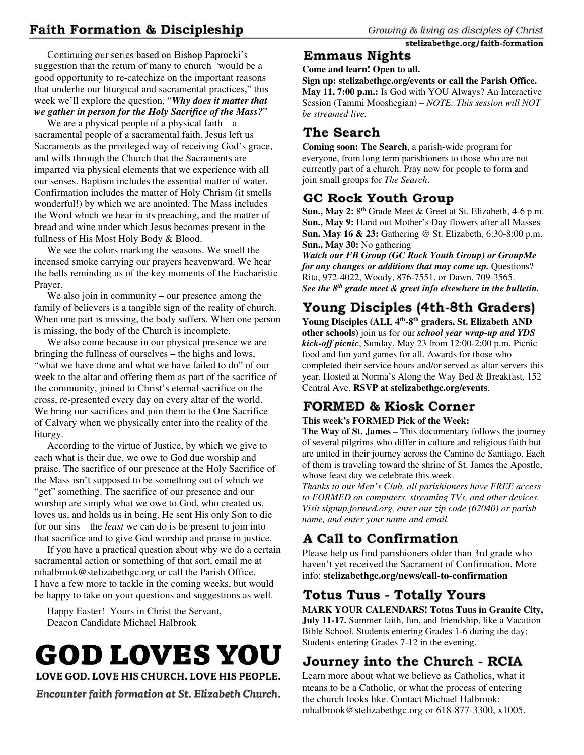# Faith Formation & Discipleship

*Growing & living as disciples of Christ*

**stelizabethgc.org/faith-formation**

Continuing our series based on Bishop Paprocki's suggestion that the return of many to church "would be a good opportunity to re-catechize on the important reasons that underlie our liturgical and sacramental practices," this week we'll explore the question, "***Why does it matter that we gather in person for the Holy Sacrifice of the Mass?***"

We are a physical people of a physical faith – a sacramental people of a sacramental faith. Jesus left us Sacraments as the privileged way of receiving God's grace, and wills through the Church that the Sacraments are imparted via physical elements that we experience with all our senses. Baptism includes the essential matter of water. Confirmation includes the matter of Holy Chrism (it smells wonderful!) by which we are anointed. The Mass includes the Word which we hear in its preaching, and the matter of bread and wine under which Jesus becomes present in the fullness of His Most Holy Body & Blood.

We see the colors marking the seasons. We smell the incensed smoke carrying our prayers heavenward. We hear the bells reminding us of the key moments of the Eucharistic Prayer.

We also join in community – our presence among the family of believers is a tangible sign of the reality of church. When one part is missing, the body suffers. When one person is missing, the body of the Church is incomplete.

We also come because in our physical presence we are bringing the fullness of ourselves – the highs and lows, "what we have done and what we have failed to do" of our week to the altar and offering them as part of the sacrifice of the community, joined to Christ's eternal sacrifice on the cross, re-presented every day on every altar of the world. We bring our sacrifices and join them to the One Sacrifice of Calvary when we physically enter into the reality of the liturgy.

According to the virtue of Justice, by which we give to each what is their due, we owe to God due worship and praise. The sacrifice of our presence at the Holy Sacrifice of the Mass isn't supposed to be something out of which we "get" something. The sacrifice of our presence and our worship are simply what we owe to God, who created us, loves us, and holds us in being. He sent His only Son to die for our sins – the *least* we can do is be present to join into that sacrifice and to give God worship and praise in justice.

If you have a practical question about why we do a certain sacramental action or something of that sort, email me at mhalbrook@stelizabethgc.org or call the Parish Office. I have a few more to tackle in the coming weeks, but would be happy to take on your questions and suggestions as well.

Happy Easter! Yours in Christ the Servant,
Deacon Candidate Michael Halbrook

# GOD LOVES YOU

**LOVE GOD. LOVE HIS CHURCH. LOVE HIS PEOPLE.**

***Encounter faith formation at St. Elizabeth Church.***

## Emmaus Nights

**Come and learn! Open to all.**
**Sign up: stelizabethgc.org/events or call the Parish Office.**
**May 11, 7:00 p.m.:** Is God with YOU Always? An Interactive Session (Tammi Mooshegian) – *NOTE: This session will NOT be streamed live.*

## The Search

**Coming soon: The Search**, a parish-wide program for everyone, from long term parishioners to those who are not currently part of a church. Pray now for people to form and join small groups for *The Search*.

## GC Rock Youth Group

**Sun., May 2:** 8th Grade Meet & Greet at St. Elizabeth, 4-6 p.m.
**Sun., May 9:** Hand out Mother's Day flowers after all Masses
**Sun. May 16 & 23:** Gathering @ St. Elizabeth, 6:30-8:00 p.m.
**Sun., May 30:** No gathering
***Watch our FB Group (GC Rock Youth Group) or GroupMe for any changes or additions that may come up.*** Questions? Rita, 972-4022, Woody, 876-7551, or Dawn, 709-3565.
***See the 8th grade meet & greet info elsewhere in the bulletin.***

## Young Disciples (4th-8th Graders)

**Young Disciples (ALL 4th-8th graders, St. Elizabeth AND other schools)** join us for our ***school year wrap-up and YDS kick-off picnic***, Sunday, May 23 from 12:00-2:00 p.m. Picnic food and fun yard games for all. Awards for those who completed their service hours and/or served as altar servers this year. Hosted at Norma's Along the Way Bed & Breakfast, 152 Central Ave. **RSVP at stelizabethgc.org/events**.

## FORMED & Kiosk Corner

**This week's FORMED Pick of the Week:**
**The Way of St. James –** This documentary follows the journey of several pilgrims who differ in culture and religious faith but are united in their journey across the Camino de Santiago. Each of them is traveling toward the shrine of St. James the Apostle, whose feast day we celebrate this week.
*Thanks to our Men's Club, all parishioners have FREE access to FORMED on computers, streaming TVs, and other devices. Visit signup.formed.org, enter our zip code (62040) or parish name, and enter your name and email.*

## A Call to Confirmation

Please help us find parishioners older than 3rd grade who haven't yet received the Sacrament of Confirmation. More info: **stelizabethgc.org/news/call-to-confirmation**

## Totus Tuus - Totally Yours

**MARK YOUR CALENDARS! Totus Tuus in Granite City, July 11-17.** Summer faith, fun, and friendship, like a Vacation Bible School. Students entering Grades 1-6 during the day; Students entering Grades 7-12 in the evening.

## Journey into the Church - RCIA

Learn more about what we believe as Catholics, what it means to be a Catholic, or what the process of entering the church looks like. Contact Michael Halbrook: mhalbrook@stelizabethgc.org or 618-877-3300, x1005.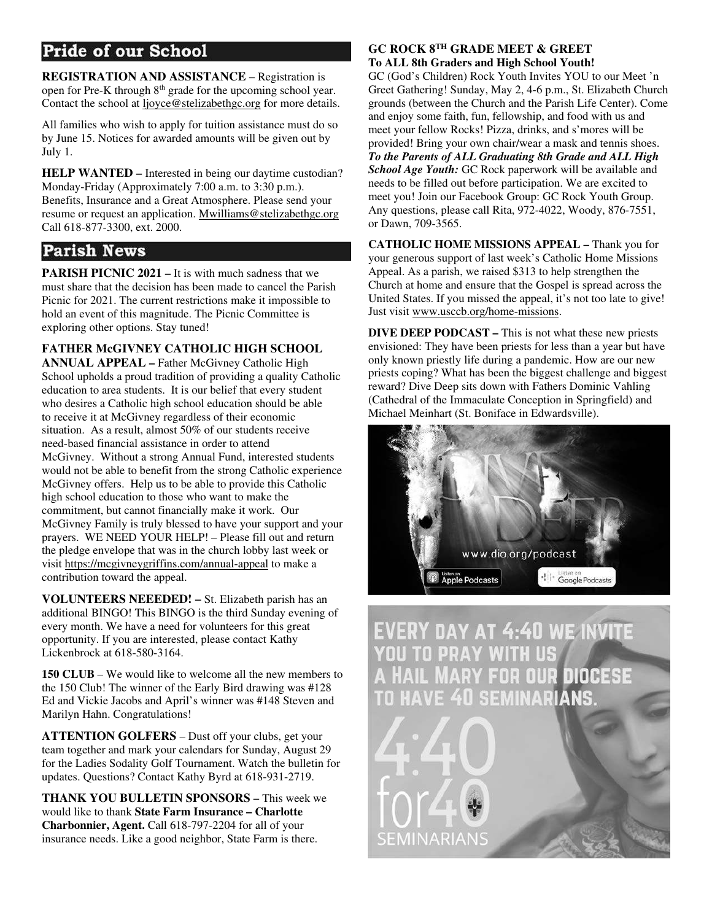## Pride of our School

**REGISTRATION AND ASSISTANCE** – Registration is open for Pre-K through 8th grade for the upcoming school year. Contact the school at ljoyce@stelizabethgc.org for more details.

All families who wish to apply for tuition assistance must do so by June 15. Notices for awarded amounts will be given out by July 1.

**HELP WANTED –** Interested in being our daytime custodian? Monday-Friday (Approximately 7:00 a.m. to 3:30 p.m.). Benefits, Insurance and a Great Atmosphere. Please send your resume or request an application. Mwilliams@stelizabethgc.org Call 618-877-3300, ext. 2000.

## Parish News

**PARISH PICNIC 2021 –** It is with much sadness that we must share that the decision has been made to cancel the Parish Picnic for 2021. The current restrictions make it impossible to hold an event of this magnitude. The Picnic Committee is exploring other options. Stay tuned!

**FATHER McGIVNEY CATHOLIC HIGH SCHOOL ANNUAL APPEAL –** Father McGivney Catholic High School upholds a proud tradition of providing a quality Catholic education to area students. It is our belief that every student who desires a Catholic high school education should be able to receive it at McGivney regardless of their economic situation. As a result, almost 50% of our students receive need-based financial assistance in order to attend McGivney. Without a strong Annual Fund, interested students would not be able to benefit from the strong Catholic experience McGivney offers. Help us to be able to provide this Catholic high school education to those who want to make the commitment, but cannot financially make it work. Our McGivney Family is truly blessed to have your support and your prayers. WE NEED YOUR HELP! – Please fill out and return the pledge envelope that was in the church lobby last week or visit https://mcgivneygriffins.com/annual-appeal to make a contribution toward the appeal.

**VOLUNTEERS NEEEDED! –** St. Elizabeth parish has an additional BINGO! This BINGO is the third Sunday evening of every month. We have a need for volunteers for this great opportunity. If you are interested, please contact Kathy Lickenbrock at 618-580-3164.

**150 CLUB** – We would like to welcome all the new members to the 150 Club! The winner of the Early Bird drawing was #128 Ed and Vickie Jacobs and April's winner was #148 Steven and Marilyn Hahn. Congratulations!

**ATTENTION GOLFERS** – Dust off your clubs, get your team together and mark your calendars for Sunday, August 29 for the Ladies Sodality Golf Tournament. Watch the bulletin for updates. Questions? Contact Kathy Byrd at 618-931-2719.

**THANK YOU BULLETIN SPONSORS –** This week we would like to thank **State Farm Insurance – Charlotte Charbonnier, Agent.** Call 618-797-2204 for all of your insurance needs. Like a good neighbor, State Farm is there.

**GC ROCK 8TH GRADE MEET & GREET**
**To ALL 8th Graders and High School Youth!**

GC (God's Children) Rock Youth Invites YOU to our Meet 'n Greet Gathering! Sunday, May 2, 4-6 p.m., St. Elizabeth Church grounds (between the Church and the Parish Life Center). Come and enjoy some faith, fun, fellowship, and food with us and meet your fellow Rocks! Pizza, drinks, and s'mores will be provided! Bring your own chair/wear a mask and tennis shoes. ***To the Parents of ALL Graduating 8th Grade and ALL High School Age Youth:*** GC Rock paperwork will be available and needs to be filled out before participation. We are excited to meet you! Join our Facebook Group: GC Rock Youth Group. Any questions, please call Rita, 972-4022, Woody, 876-7551, or Dawn, 709-3565.

**CATHOLIC HOME MISSIONS APPEAL –** Thank you for your generous support of last week's Catholic Home Missions Appeal. As a parish, we raised $313 to help strengthen the Church at home and ensure that the Gospel is spread across the United States. If you missed the appeal, it's not too late to give! Just visit www.usccb.org/home-missions.

**DIVE DEEP PODCAST –** This is not what these new priests envisioned: They have been priests for less than a year but have only known priestly life during a pandemic. How are our new priests coping? What has been the biggest challenge and biggest reward? Dive Deep sits down with Fathers Dominic Vahling (Cathedral of the Immaculate Conception in Springfield) and Michael Meinhart (St. Boniface in Edwardsville).

www.dio.org/podcast

Listen on Apple Podcasts | Listen on Google Podcasts

EVERY DAY AT 4:40 WE INVITE YOU TO PRAY WITH US A HAIL MARY FOR OUR DIOCESE TO HAVE 40 SEMINARIANS.

4:40 for 40 SEMINARIANS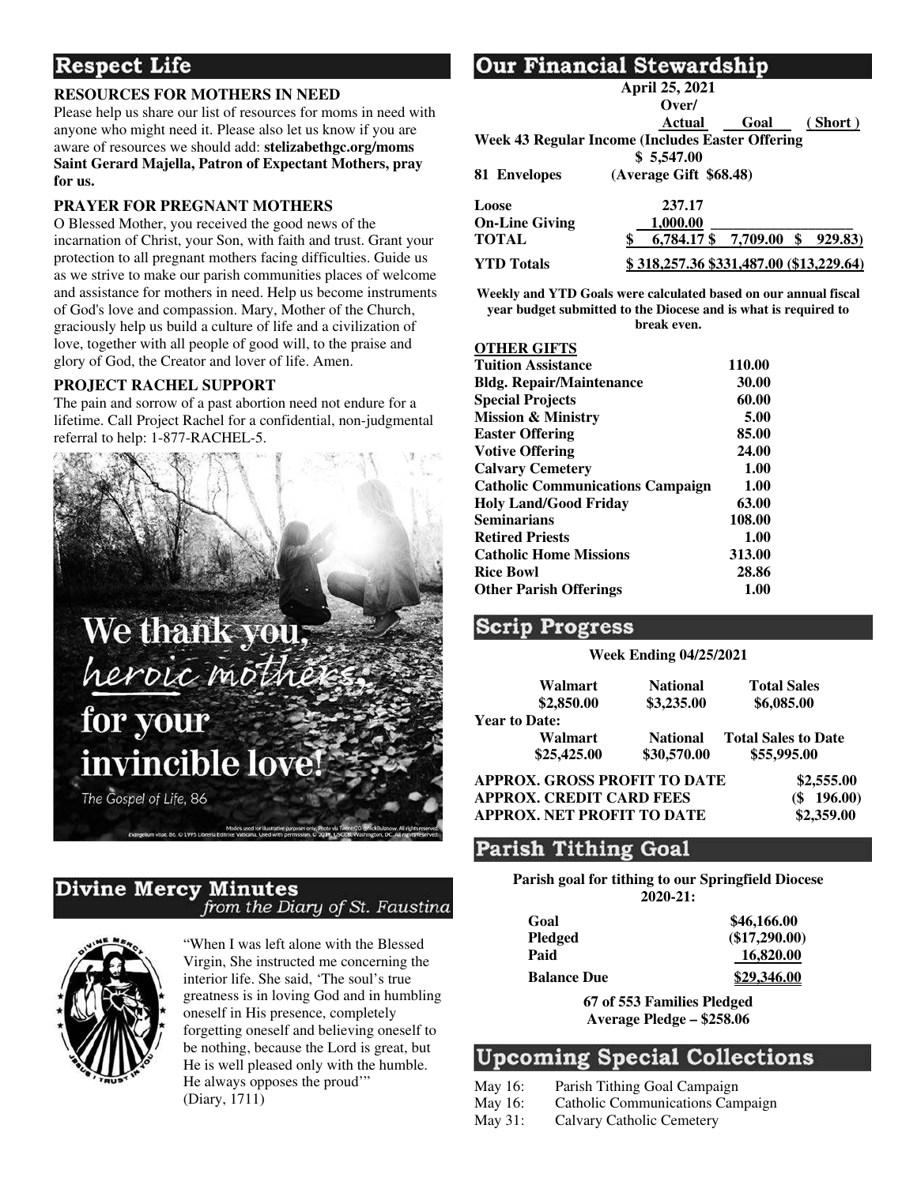## Respect Life

**RESOURCES FOR MOTHERS IN NEED**

Please help us share our list of resources for moms in need with anyone who might need it. Please also let us know if you are aware of resources we should add: **stelizabethgc.org/moms**
**Saint Gerard Majella, Patron of Expectant Mothers, pray for us.**

**PRAYER FOR PREGNANT MOTHERS**

O Blessed Mother, you received the good news of the incarnation of Christ, your Son, with faith and trust. Grant your protection to all pregnant mothers facing difficulties. Guide us as we strive to make our parish communities places of welcome and assistance for mothers in need. Help us become instruments of God's love and compassion. Mary, Mother of the Church, graciously help us build a culture of life and a civilization of love, together with all people of good will, to the praise and glory of God, the Creator and lover of life. Amen.

**PROJECT RACHEL SUPPORT**

The pain and sorrow of a past abortion need not endure for a lifetime. Call Project Rachel for a confidential, non-judgmental referral to help: 1-877-RACHEL-5.

We thank you, *heroic mothers*, for your invincible love!

*The Gospel of Life, 86*

## Divine Mercy Minutes
*from the Diary of St. Faustina*

"When I was left alone with the Blessed Virgin, She instructed me concerning the interior life. She said, 'The soul's true greatness is in loving God and in humbling oneself in His presence, completely forgetting oneself and believing oneself to be nothing, because the Lord is great, but He is well pleased only with the humble. He always opposes the proud'" (Diary, 1711)

## Our Financial Stewardship

**April 25, 2021**

| | Actual | Goal | Over/ (Short) |
|---|---|---|---|
| **Week 43 Regular Income (Includes Easter Offering** | $ 5,547.00 | | |
| **81 Envelopes** (Average Gift $68.48) | | | |
| **Loose** | 237.17 | | |
| **On-Line Giving** | 1,000.00 | | |
| **TOTAL** | $ 6,784.17 | $ 7,709.00 | $ 929.83) |
| **YTD Totals** | $ 318,257.36 | $331,487.00 | ($13,229.64) |

**Weekly and YTD Goals were calculated based on our annual fiscal year budget submitted to the Diocese and is what is required to break even.**

**OTHER GIFTS**

| | |
|---|---|
| **Tuition Assistance** | 110.00 |
| **Bldg. Repair/Maintenance** | 30.00 |
| **Special Projects** | 60.00 |
| **Mission & Ministry** | 5.00 |
| **Easter Offering** | 85.00 |
| **Votive Offering** | 24.00 |
| **Calvary Cemetery** | 1.00 |
| **Catholic Communications Campaign** | 1.00 |
| **Holy Land/Good Friday** | 63.00 |
| **Seminarians** | 108.00 |
| **Retired Priests** | 1.00 |
| **Catholic Home Missions** | 313.00 |
| **Rice Bowl** | 28.86 |
| **Other Parish Offerings** | 1.00 |

## Scrip Progress

**Week Ending 04/25/2021**

| Walmart | National | Total Sales |
|---|---|---|
| $2,850.00 | $3,235.00 | $6,085.00 |

**Year to Date:**

| Walmart | National | Total Sales to Date |
|---|---|---|
| $25,425.00 | $30,570.00 | $55,995.00 |

| | |
|---|---|
| **APPROX. GROSS PROFIT TO DATE** | $2,555.00 |
| **APPROX. CREDIT CARD FEES** | ($ 196.00) |
| **APPROX. NET PROFIT TO DATE** | $2,359.00 |

## Parish Tithing Goal

**Parish goal for tithing to our Springfield Diocese 2020-21:**

| | |
|---|---|
| **Goal** | $46,166.00 |
| **Pledged** | ($17,290.00) |
| **Paid** | 16,820.00 |
| **Balance Due** | $29,346.00 |

**67 of 553 Families Pledged**
**Average Pledge – $258.06**

## Upcoming Special Collections

May 16: Parish Tithing Goal Campaign
May 16: Catholic Communications Campaign
May 31: Calvary Catholic Cemetery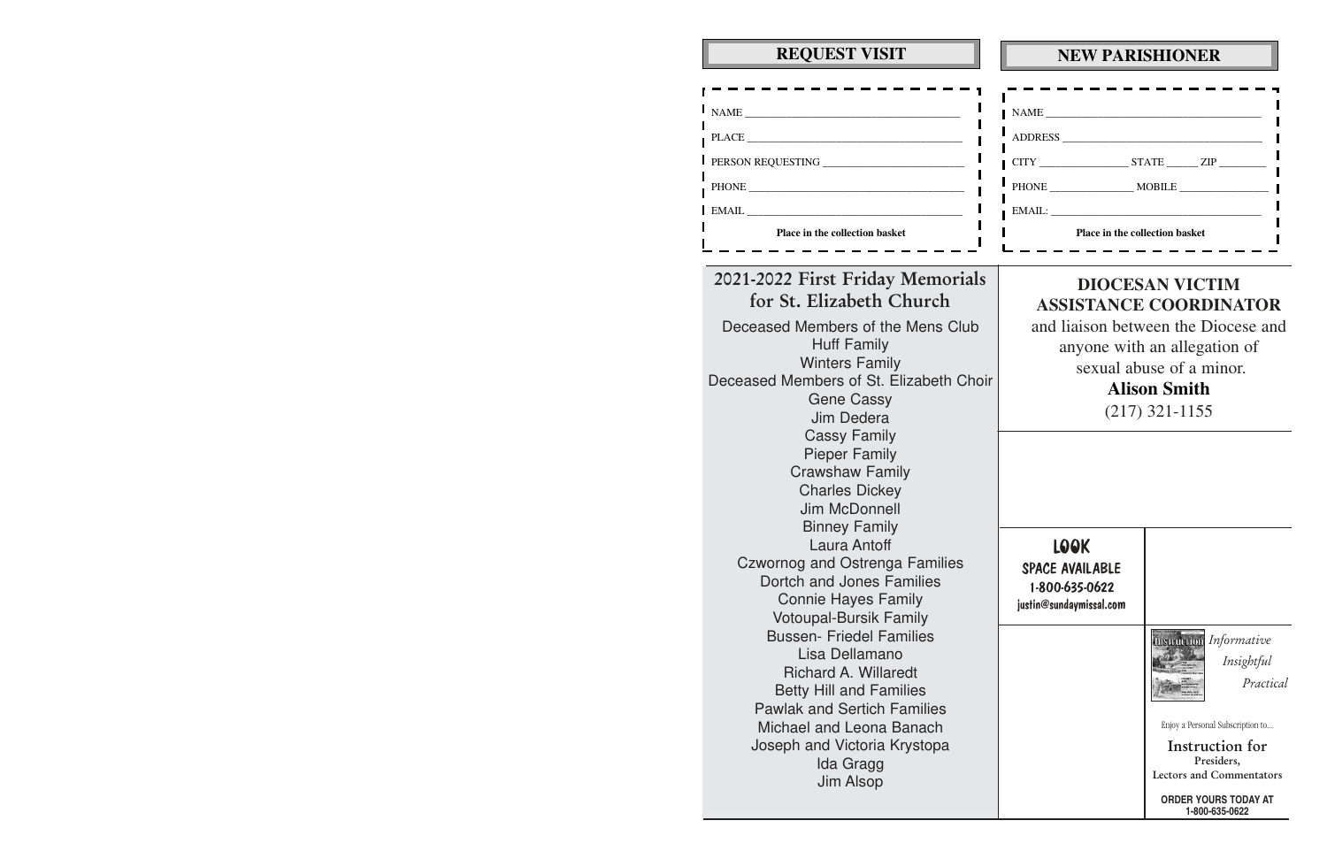## REQUEST VISIT

NAME ___________________________________

PLACE ___________________________________

PERSON REQUESTING ________________________

PHONE ___________________________________

EMAIL ___________________________________

**Place in the collection basket**

## NEW PARISHIONER

NAME ___________________________________

ADDRESS _________________________________

CITY _______________ STATE _____ ZIP ________

PHONE ______________ MOBILE _______________

EMAIL: __________________________________

**Place in the collection basket**

## 2021-2022 First Friday Memorials for St. Elizabeth Church

Deceased Members of the Mens Club
Huff Family
Winters Family
Deceased Members of St. Elizabeth Choir
Gene Cassy
Jim Dedera
Cassy Family
Pieper Family
Crawshaw Family
Charles Dickey
Jim McDonnell
Binney Family
Laura Antoff
Czwornog and Ostrenga Families
Dortch and Jones Families
Connie Hayes Family
Votoupal-Bursik Family
Bussen- Friedel Families
Lisa Dellamano
Richard A. Willaredt
Betty Hill and Families
Pawlak and Sertich Families
Michael and Leona Banach
Joseph and Victoria Krystopa
Ida Gragg
Jim Alsop

## DIOCESAN VICTIM ASSISTANCE COORDINATOR

and liaison between the Diocese and anyone with an allegation of sexual abuse of a minor.

**Alison Smith**

(217) 321-1155

LOOK
SPACE AVAILABLE
1-800-635-0622
justin@sundaymissal.com

*Informative*
*Insightful*
*Practical*

Enjoy a Personal Subscription to...

**Instruction for Presiders, Lectors and Commentators**

**ORDER YOURS TODAY AT 1-800-635-0622**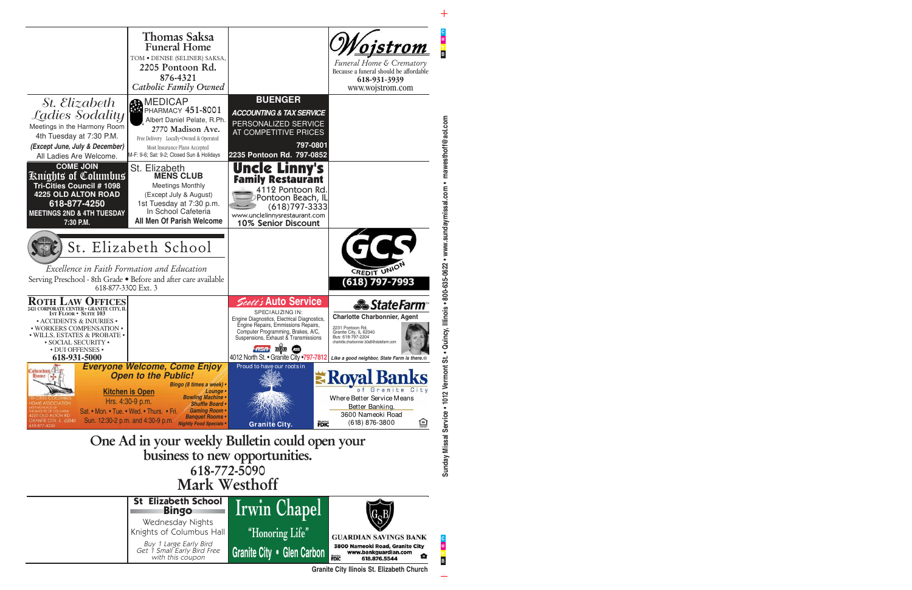**Thomas Saksa Funeral Home**
TOM • DENISE (SELINER) SAKSA,
2205 Pontoon Rd.
876-4321
*Catholic Family Owned*

**Wojstrom**
*Funeral Home & Crematory*
Because a funeral should be affordable
618-931-3939
www.wojstrom.com

**St. Elizabeth Ladies Sodality**
Meetings in the Harmony Room
4th Tuesday at 7:30 P.M.
***(Except June, July & December)***
All Ladies Are Welcome.

**MEDICAP PHARMACY 451-8001**
Albert Daniel Pelate, R.Ph.
2770 Madison Ave.
Free Delivery Locally-Owned & Operated
Most Insurance Plans Accepted
M-F: 9-6; Sat: 9-2; Closed Sun & Holidays

**BUENGER**
***ACCOUNTING & TAX SERVICE***
PERSONALIZED SERVICE AT COMPETITIVE PRICES
797-0801
2235 Pontoon Rd. 797-0852

**COME JOIN Knights of Columbus**
**Tri-Cities Council # 1098**
**4225 OLD ALTON ROAD**
**618-877-4250**
**MEETINGS 2ND & 4TH TUESDAY 7:30 P.M.**

St. Elizabeth
**MENS CLUB**
Meetings Monthly
(Except July & August)
1st Tuesday at 7:30 p.m.
In School Cafeteria
**All Men Of Parish Welcome**

**Uncle Linny's Family Restaurant**
4112 Pontoon Rd.
Pontoon Beach, IL
(618)797-3333
www.unclelinnysrestaurant.com
**10% Senior Discount**

**St. Elizabeth School**
*Excellence in Faith Formation and Education*
Serving Preschool - 8th Grade • Before and after care available
618-877-3300 Ext. 3

**GCS CREDIT UNION**
**(618) 797-7993**

**ROTH LAW OFFICES**
2421 CORPORATE CENTER • GRANITE CITY, IL
1ST FLOOR • SUITE 103
• ACCIDENTS & INJURIES •
• WORKERS COMPENSATION •
• WILLS, ESTATES & PROBATE •
• SOCIAL SECURITY •
• DUI OFFENSES •
**618-931-5000**

**Scott's Auto Service**
SPECIALIZING IN:
Engine Diagnostics, Electrical Diagnostics, Engine Repairs, Emmissions Repairs, Computer Programming, Brakes, A/C, Suspensions, Exhaust & Transmissions
4012 North St. • Granite City • 797-7812

**State Farm**
**Charlotte Charbonnier, Agent**
2231 Pontoon Rd.
Granite City, IL 62040
Bus: 618-797-2204
charlotte.charbonnier.b0a8@statefarm.com
*Like a good neighbor, State Farm is there.®*

Columbus Home
TRI-CITIES COLUMBUS HOME ASSOCIATION
MEETING PLACE OF THE KNIGHTS OF COLUMBUS
4225 OLD ALTON RD
GRANITE CITY, IL 62040
618-877-4250

***Everyone Welcome, Come Enjoy Open to the Public!***
**Kitchen is Open**
Hrs. 4:30-9 p.m.
Sat. • Mon. • Tue. • Wed. • Thurs. • Fri.
Sun. 12:30-2 p.m. and 4:30-9 p.m.
*Bingo (8 times a week)* •
*Lounge* •
*Bowling Machine* •
*Shuffle Board* •
*Gaming Room* •
*Banquet Rooms* •
*Nightly Food Specials* •

Proud to have our roots in
**Granite City.**

**Royal Banks of Granite City**
Where Better Service Means Better Banking.
3600 Nameoki Road
(618) 876-3800
Member FDIC

# One Ad in your weekly Bulletin could open your business to new opportunities.
## 618-772-5090
## Mark Westhoff

**St Elizabeth School Bingo**
Wednesday Nights
Knights of Columbus Hall
*Buy 1 Large Early Bird Get 1 Small Early Bird Free with this coupon*

**Irwin Chapel**
"Honoring Life"
Granite City • Glen Carbon

**GUARDIAN SAVINGS BANK**
3800 Nameoki Road, Granite City
www.bankguardian.com
618.876.5544
Member FDIC

Granite City Illinois St. Elizabeth Church